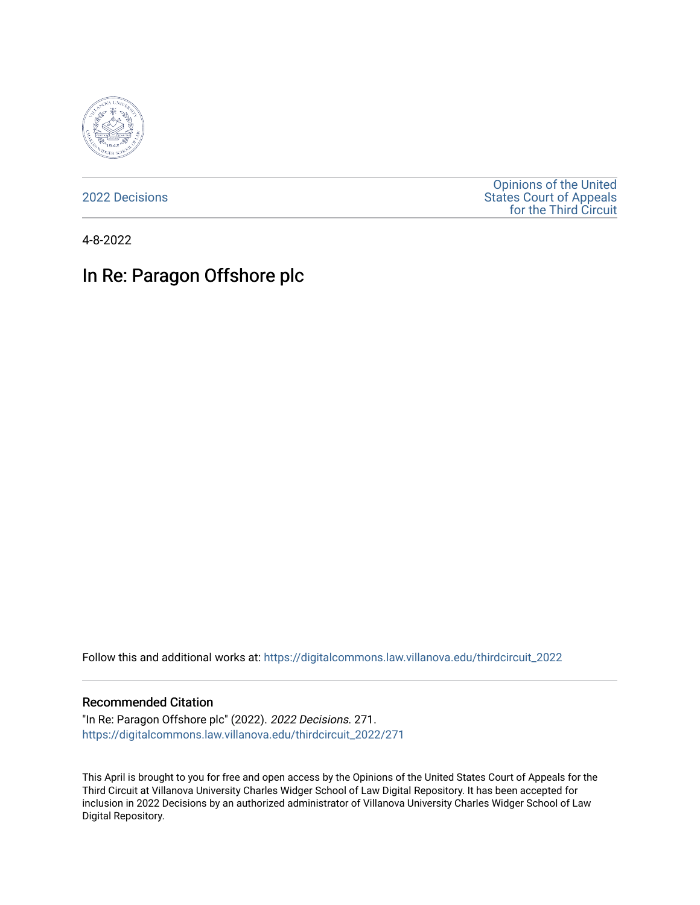2022 Decisions

Opinions of the United States Court of Appeals for the Third Circuit

4-8-2022

# In Re: Paragon Offshore plc

Follow this and additional works at: https://digitalcommons.law.villanova.edu/thirdcircuit_2022

## Recommended Citation

"In Re: Paragon Offshore plc" (2022). *2022 Decisions*. 271.
https://digitalcommons.law.villanova.edu/thirdcircuit_2022/271

This April is brought to you for free and open access by the Opinions of the United States Court of Appeals for the Third Circuit at Villanova University Charles Widger School of Law Digital Repository. It has been accepted for inclusion in 2022 Decisions by an authorized administrator of Villanova University Charles Widger School of Law Digital Repository.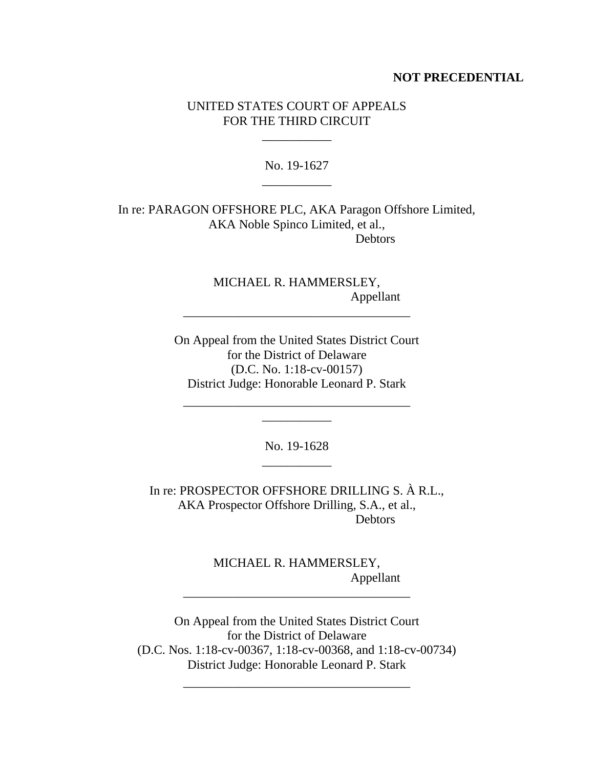**NOT PRECEDENTIAL**

UNITED STATES COURT OF APPEALS
FOR THE THIRD CIRCUIT

\_\_\_\_\_\_\_\_\_\_\_

No. 19-1627

\_\_\_\_\_\_\_\_\_\_\_

In re: PARAGON OFFSHORE PLC, AKA Paragon Offshore Limited,
AKA Noble Spinco Limited, et al.,
Debtors

MICHAEL R. HAMMERSLEY,
Appellant

\_\_\_\_\_\_\_\_\_\_\_\_\_\_\_\_\_\_\_\_\_\_\_\_\_\_\_\_\_\_\_\_\_\_\_\_

On Appeal from the United States District Court
for the District of Delaware
(D.C. No. 1:18-cv-00157)
District Judge: Honorable Leonard P. Stark

\_\_\_\_\_\_\_\_\_\_\_\_\_\_\_\_\_\_\_\_\_\_\_\_\_\_\_\_\_\_\_\_\_\_\_\_

\_\_\_\_\_\_\_\_\_\_\_

No. 19-1628

\_\_\_\_\_\_\_\_\_\_\_

In re: PROSPECTOR OFFSHORE DRILLING S. À R.L.,
AKA Prospector Offshore Drilling, S.A., et al.,
Debtors

MICHAEL R. HAMMERSLEY,
Appellant

\_\_\_\_\_\_\_\_\_\_\_\_\_\_\_\_\_\_\_\_\_\_\_\_\_\_\_\_\_\_\_\_\_\_\_\_

On Appeal from the United States District Court
for the District of Delaware
(D.C. Nos. 1:18-cv-00367, 1:18-cv-00368, and 1:18-cv-00734)
District Judge: Honorable Leonard P. Stark

\_\_\_\_\_\_\_\_\_\_\_\_\_\_\_\_\_\_\_\_\_\_\_\_\_\_\_\_\_\_\_\_\_\_\_\_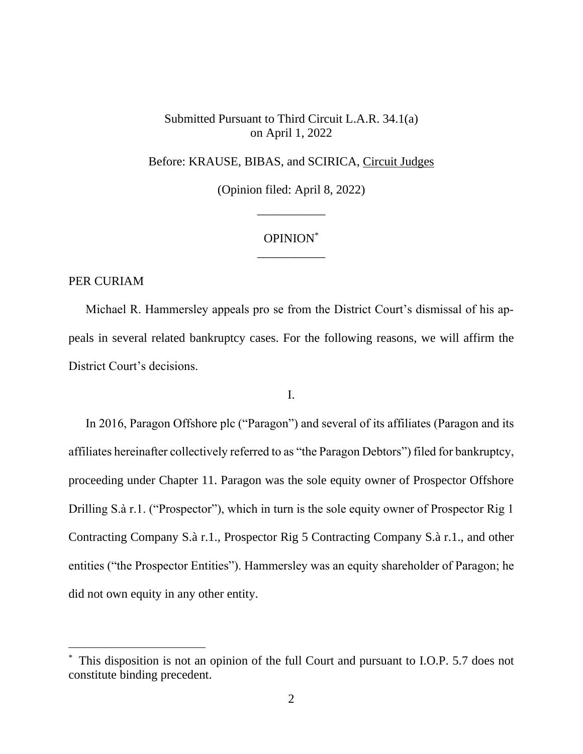Submitted Pursuant to Third Circuit L.A.R. 34.1(a)
on April 1, 2022

Before: KRAUSE, BIBAS, and SCIRICA, Circuit Judges

(Opinion filed: April 8, 2022)

___________

OPINION*

___________

PER CURIAM

Michael R. Hammersley appeals pro se from the District Court's dismissal of his appeals in several related bankruptcy cases. For the following reasons, we will affirm the District Court's decisions.

I.

In 2016, Paragon Offshore plc ("Paragon") and several of its affiliates (Paragon and its affiliates hereinafter collectively referred to as "the Paragon Debtors") filed for bankruptcy, proceeding under Chapter 11. Paragon was the sole equity owner of Prospector Offshore Drilling S.à r.1. ("Prospector"), which in turn is the sole equity owner of Prospector Rig 1 Contracting Company S.à r.1., Prospector Rig 5 Contracting Company S.à r.1., and other entities ("the Prospector Entities"). Hammersley was an equity shareholder of Paragon; he did not own equity in any other entity.

---

* This disposition is not an opinion of the full Court and pursuant to I.O.P. 5.7 does not constitute binding precedent.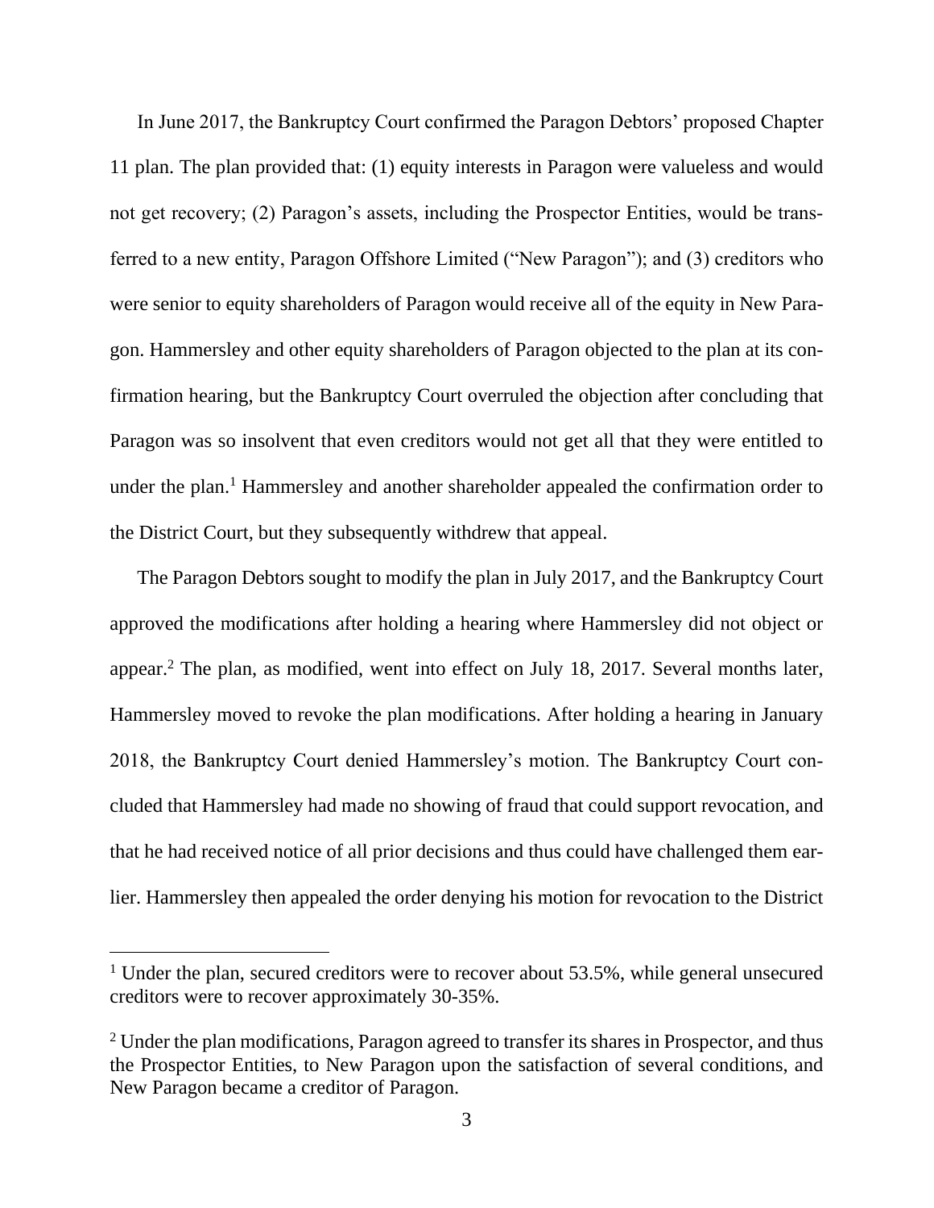In June 2017, the Bankruptcy Court confirmed the Paragon Debtors' proposed Chapter 11 plan. The plan provided that: (1) equity interests in Paragon were valueless and would not get recovery; (2) Paragon's assets, including the Prospector Entities, would be transferred to a new entity, Paragon Offshore Limited ("New Paragon"); and (3) creditors who were senior to equity shareholders of Paragon would receive all of the equity in New Paragon. Hammersley and other equity shareholders of Paragon objected to the plan at its confirmation hearing, but the Bankruptcy Court overruled the objection after concluding that Paragon was so insolvent that even creditors would not get all that they were entitled to under the plan.[1] Hammersley and another shareholder appealed the confirmation order to the District Court, but they subsequently withdrew that appeal.

The Paragon Debtors sought to modify the plan in July 2017, and the Bankruptcy Court approved the modifications after holding a hearing where Hammersley did not object or appear.[2] The plan, as modified, went into effect on July 18, 2017. Several months later, Hammersley moved to revoke the plan modifications. After holding a hearing in January 2018, the Bankruptcy Court denied Hammersley's motion. The Bankruptcy Court concluded that Hammersley had made no showing of fraud that could support revocation, and that he had received notice of all prior decisions and thus could have challenged them earlier. Hammersley then appealed the order denying his motion for revocation to the District

[1] Under the plan, secured creditors were to recover about 53.5%, while general unsecured creditors were to recover approximately 30-35%.

[2] Under the plan modifications, Paragon agreed to transfer its shares in Prospector, and thus the Prospector Entities, to New Paragon upon the satisfaction of several conditions, and New Paragon became a creditor of Paragon.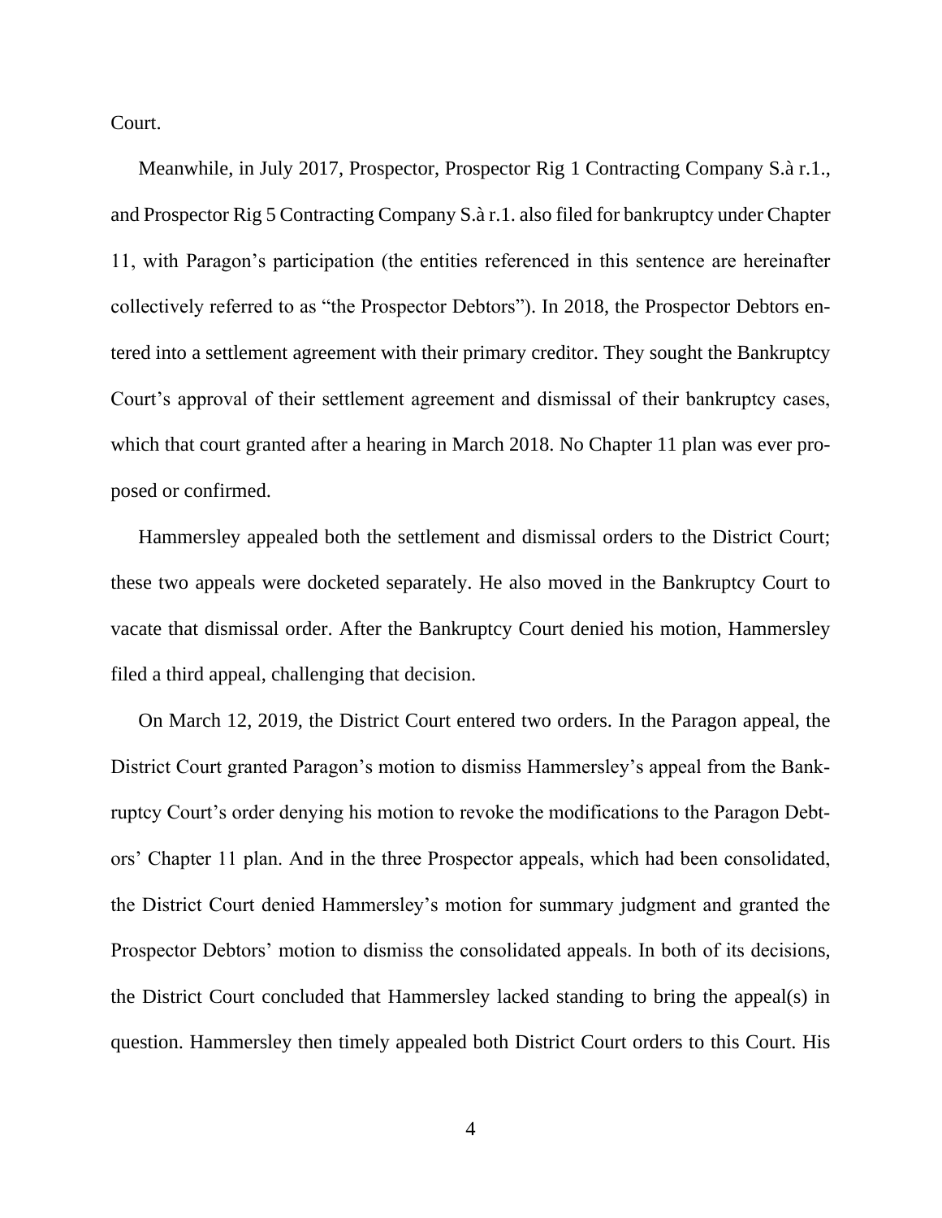Court.

Meanwhile, in July 2017, Prospector, Prospector Rig 1 Contracting Company S.à r.1., and Prospector Rig 5 Contracting Company S.à r.1. also filed for bankruptcy under Chapter 11, with Paragon's participation (the entities referenced in this sentence are hereinafter collectively referred to as "the Prospector Debtors"). In 2018, the Prospector Debtors entered into a settlement agreement with their primary creditor. They sought the Bankruptcy Court's approval of their settlement agreement and dismissal of their bankruptcy cases, which that court granted after a hearing in March 2018. No Chapter 11 plan was ever proposed or confirmed.

Hammersley appealed both the settlement and dismissal orders to the District Court; these two appeals were docketed separately. He also moved in the Bankruptcy Court to vacate that dismissal order. After the Bankruptcy Court denied his motion, Hammersley filed a third appeal, challenging that decision.

On March 12, 2019, the District Court entered two orders. In the Paragon appeal, the District Court granted Paragon's motion to dismiss Hammersley's appeal from the Bankruptcy Court's order denying his motion to revoke the modifications to the Paragon Debtors' Chapter 11 plan. And in the three Prospector appeals, which had been consolidated, the District Court denied Hammersley's motion for summary judgment and granted the Prospector Debtors' motion to dismiss the consolidated appeals. In both of its decisions, the District Court concluded that Hammersley lacked standing to bring the appeal(s) in question. Hammersley then timely appealed both District Court orders to this Court. His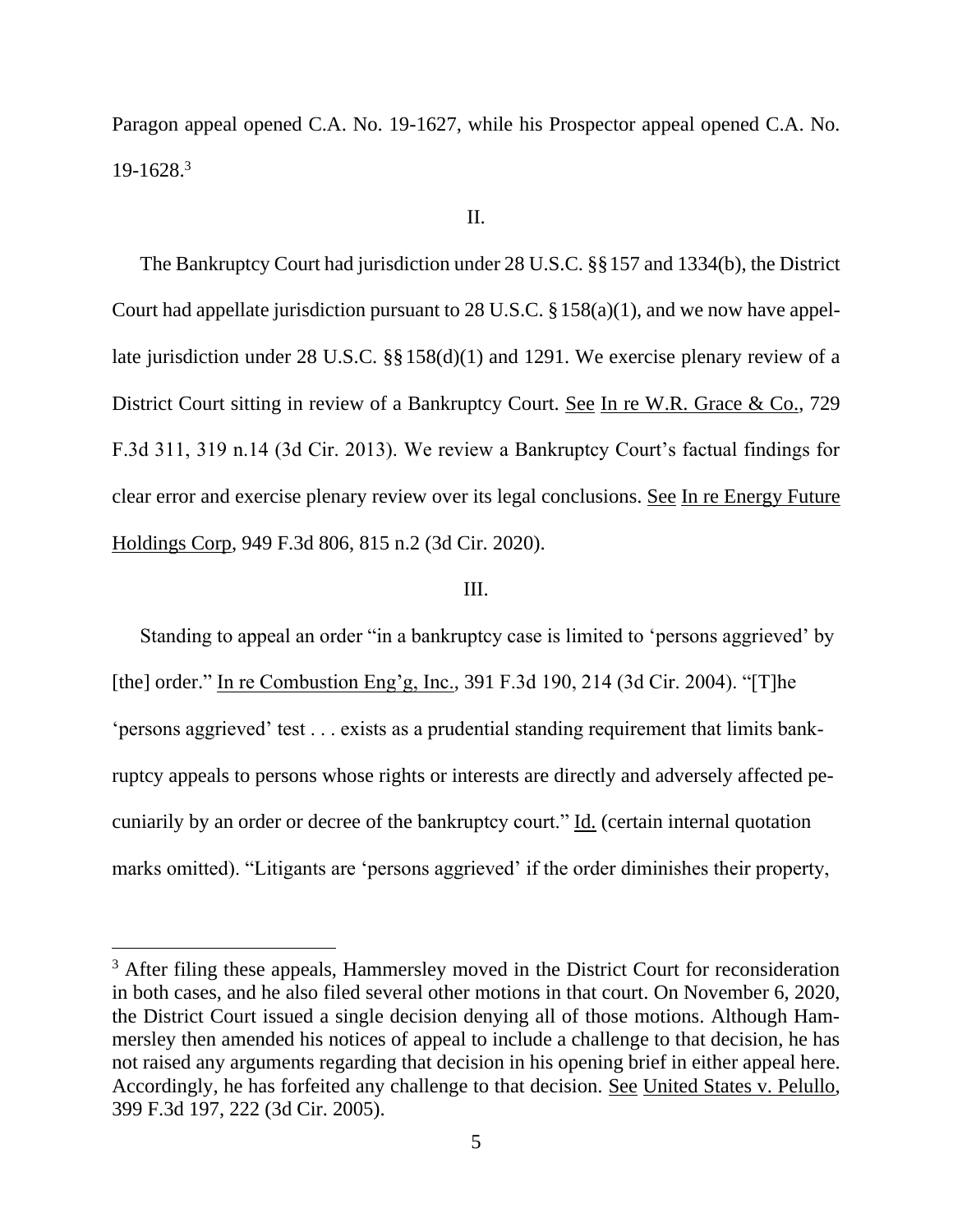Paragon appeal opened C.A. No. 19-1627, while his Prospector appeal opened C.A. No. 19-1628.[3]

II.

The Bankruptcy Court had jurisdiction under 28 U.S.C. §§ 157 and 1334(b), the District Court had appellate jurisdiction pursuant to 28 U.S.C. § 158(a)(1), and we now have appellate jurisdiction under 28 U.S.C. §§ 158(d)(1) and 1291. We exercise plenary review of a District Court sitting in review of a Bankruptcy Court. See In re W.R. Grace & Co., 729 F.3d 311, 319 n.14 (3d Cir. 2013). We review a Bankruptcy Court's factual findings for clear error and exercise plenary review over its legal conclusions. See In re Energy Future Holdings Corp, 949 F.3d 806, 815 n.2 (3d Cir. 2020).

III.

Standing to appeal an order "in a bankruptcy case is limited to 'persons aggrieved' by [the] order." In re Combustion Eng'g, Inc., 391 F.3d 190, 214 (3d Cir. 2004). "[T]he 'persons aggrieved' test . . . exists as a prudential standing requirement that limits bankruptcy appeals to persons whose rights or interests are directly and adversely affected pecuniarily by an order or decree of the bankruptcy court." Id. (certain internal quotation marks omitted). "Litigants are 'persons aggrieved' if the order diminishes their property,

[3] After filing these appeals, Hammersley moved in the District Court for reconsideration in both cases, and he also filed several other motions in that court. On November 6, 2020, the District Court issued a single decision denying all of those motions. Although Hammersley then amended his notices of appeal to include a challenge to that decision, he has not raised any arguments regarding that decision in his opening brief in either appeal here. Accordingly, he has forfeited any challenge to that decision. See United States v. Pelullo, 399 F.3d 197, 222 (3d Cir. 2005).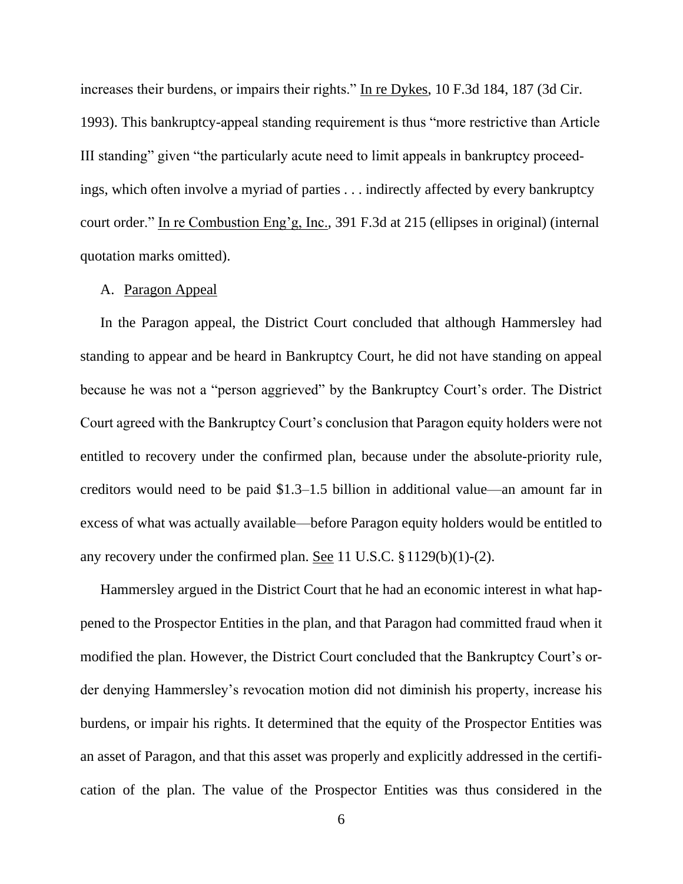increases their burdens, or impairs their rights." In re Dykes, 10 F.3d 184, 187 (3d Cir. 1993). This bankruptcy-appeal standing requirement is thus "more restrictive than Article III standing" given "the particularly acute need to limit appeals in bankruptcy proceedings, which often involve a myriad of parties . . . indirectly affected by every bankruptcy court order." In re Combustion Eng'g, Inc., 391 F.3d at 215 (ellipses in original) (internal quotation marks omitted).

A. Paragon Appeal

In the Paragon appeal, the District Court concluded that although Hammersley had standing to appear and be heard in Bankruptcy Court, he did not have standing on appeal because he was not a "person aggrieved" by the Bankruptcy Court's order. The District Court agreed with the Bankruptcy Court's conclusion that Paragon equity holders were not entitled to recovery under the confirmed plan, because under the absolute-priority rule, creditors would need to be paid \$1.3–1.5 billion in additional value—an amount far in excess of what was actually available—before Paragon equity holders would be entitled to any recovery under the confirmed plan. See 11 U.S.C. § 1129(b)(1)-(2).

Hammersley argued in the District Court that he had an economic interest in what happened to the Prospector Entities in the plan, and that Paragon had committed fraud when it modified the plan. However, the District Court concluded that the Bankruptcy Court's order denying Hammersley's revocation motion did not diminish his property, increase his burdens, or impair his rights. It determined that the equity of the Prospector Entities was an asset of Paragon, and that this asset was properly and explicitly addressed in the certification of the plan. The value of the Prospector Entities was thus considered in the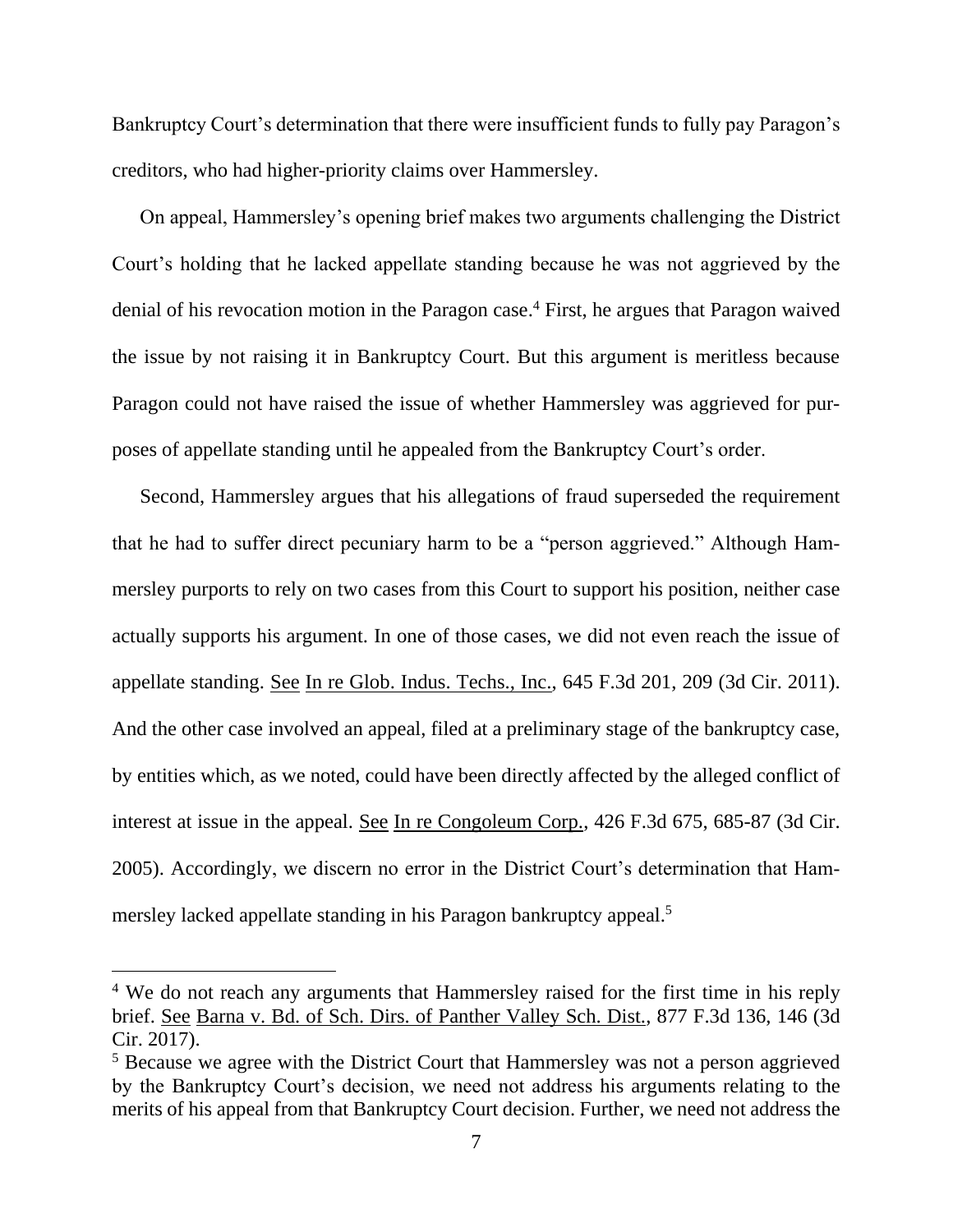Bankruptcy Court's determination that there were insufficient funds to fully pay Paragon's creditors, who had higher-priority claims over Hammersley.

On appeal, Hammersley's opening brief makes two arguments challenging the District Court's holding that he lacked appellate standing because he was not aggrieved by the denial of his revocation motion in the Paragon case.[4] First, he argues that Paragon waived the issue by not raising it in Bankruptcy Court. But this argument is meritless because Paragon could not have raised the issue of whether Hammersley was aggrieved for purposes of appellate standing until he appealed from the Bankruptcy Court's order.

Second, Hammersley argues that his allegations of fraud superseded the requirement that he had to suffer direct pecuniary harm to be a "person aggrieved." Although Hammersley purports to rely on two cases from this Court to support his position, neither case actually supports his argument. In one of those cases, we did not even reach the issue of appellate standing. See In re Glob. Indus. Techs., Inc., 645 F.3d 201, 209 (3d Cir. 2011). And the other case involved an appeal, filed at a preliminary stage of the bankruptcy case, by entities which, as we noted, could have been directly affected by the alleged conflict of interest at issue in the appeal. See In re Congoleum Corp., 426 F.3d 675, 685-87 (3d Cir. 2005). Accordingly, we discern no error in the District Court's determination that Hammersley lacked appellate standing in his Paragon bankruptcy appeal.[5]

---

[4] We do not reach any arguments that Hammersley raised for the first time in his reply brief. See Barna v. Bd. of Sch. Dirs. of Panther Valley Sch. Dist., 877 F.3d 136, 146 (3d Cir. 2017).

[5] Because we agree with the District Court that Hammersley was not a person aggrieved by the Bankruptcy Court's decision, we need not address his arguments relating to the merits of his appeal from that Bankruptcy Court decision. Further, we need not address the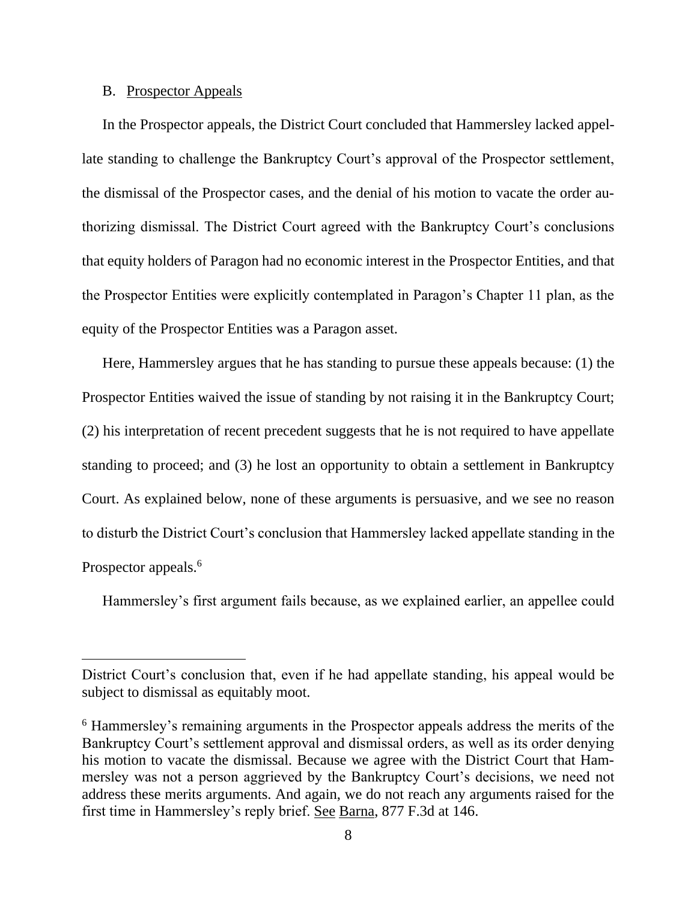B. Prospector Appeals

In the Prospector appeals, the District Court concluded that Hammersley lacked appellate standing to challenge the Bankruptcy Court's approval of the Prospector settlement, the dismissal of the Prospector cases, and the denial of his motion to vacate the order authorizing dismissal. The District Court agreed with the Bankruptcy Court's conclusions that equity holders of Paragon had no economic interest in the Prospector Entities, and that the Prospector Entities were explicitly contemplated in Paragon's Chapter 11 plan, as the equity of the Prospector Entities was a Paragon asset.

Here, Hammersley argues that he has standing to pursue these appeals because: (1) the Prospector Entities waived the issue of standing by not raising it in the Bankruptcy Court; (2) his interpretation of recent precedent suggests that he is not required to have appellate standing to proceed; and (3) he lost an opportunity to obtain a settlement in Bankruptcy Court. As explained below, none of these arguments is persuasive, and we see no reason to disturb the District Court's conclusion that Hammersley lacked appellate standing in the Prospector appeals.[6]

Hammersley's first argument fails because, as we explained earlier, an appellee could

---

District Court's conclusion that, even if he had appellate standing, his appeal would be subject to dismissal as equitably moot.

[6] Hammersley's remaining arguments in the Prospector appeals address the merits of the Bankruptcy Court's settlement approval and dismissal orders, as well as its order denying his motion to vacate the dismissal. Because we agree with the District Court that Hammersley was not a person aggrieved by the Bankruptcy Court's decisions, we need not address these merits arguments. And again, we do not reach any arguments raised for the first time in Hammersley's reply brief. See Barna, 877 F.3d at 146.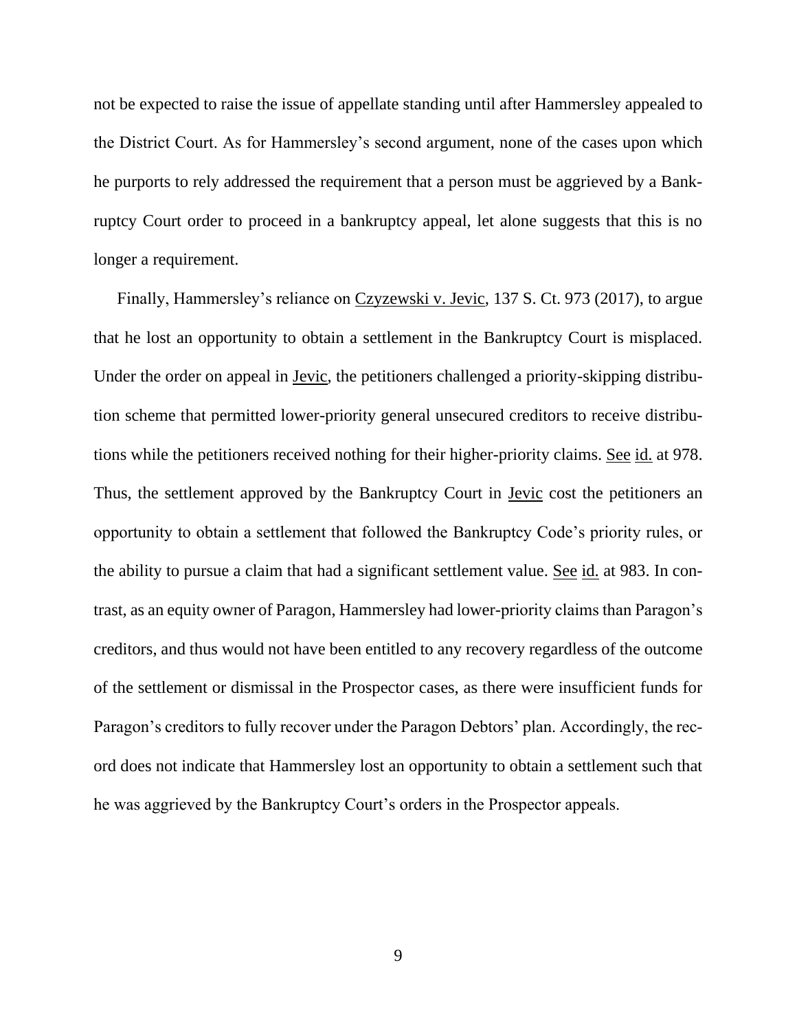not be expected to raise the issue of appellate standing until after Hammersley appealed to the District Court. As for Hammersley's second argument, none of the cases upon which he purports to rely addressed the requirement that a person must be aggrieved by a Bankruptcy Court order to proceed in a bankruptcy appeal, let alone suggests that this is no longer a requirement.

Finally, Hammersley's reliance on Czyzewski v. Jevic, 137 S. Ct. 973 (2017), to argue that he lost an opportunity to obtain a settlement in the Bankruptcy Court is misplaced. Under the order on appeal in Jevic, the petitioners challenged a priority-skipping distribution scheme that permitted lower-priority general unsecured creditors to receive distributions while the petitioners received nothing for their higher-priority claims. See id. at 978. Thus, the settlement approved by the Bankruptcy Court in Jevic cost the petitioners an opportunity to obtain a settlement that followed the Bankruptcy Code's priority rules, or the ability to pursue a claim that had a significant settlement value. See id. at 983. In contrast, as an equity owner of Paragon, Hammersley had lower-priority claims than Paragon's creditors, and thus would not have been entitled to any recovery regardless of the outcome of the settlement or dismissal in the Prospector cases, as there were insufficient funds for Paragon's creditors to fully recover under the Paragon Debtors' plan. Accordingly, the record does not indicate that Hammersley lost an opportunity to obtain a settlement such that he was aggrieved by the Bankruptcy Court's orders in the Prospector appeals.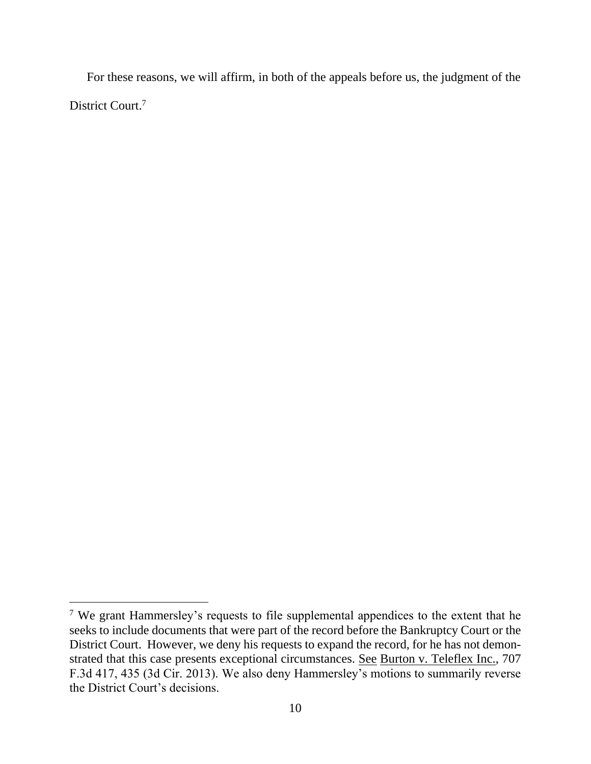For these reasons, we will affirm, in both of the appeals before us, the judgment of the District Court.[7]

---

[7] We grant Hammersley's requests to file supplemental appendices to the extent that he seeks to include documents that were part of the record before the Bankruptcy Court or the District Court. However, we deny his requests to expand the record, for he has not demonstrated that this case presents exceptional circumstances. See Burton v. Teleflex Inc., 707 F.3d 417, 435 (3d Cir. 2013). We also deny Hammersley's motions to summarily reverse the District Court's decisions.